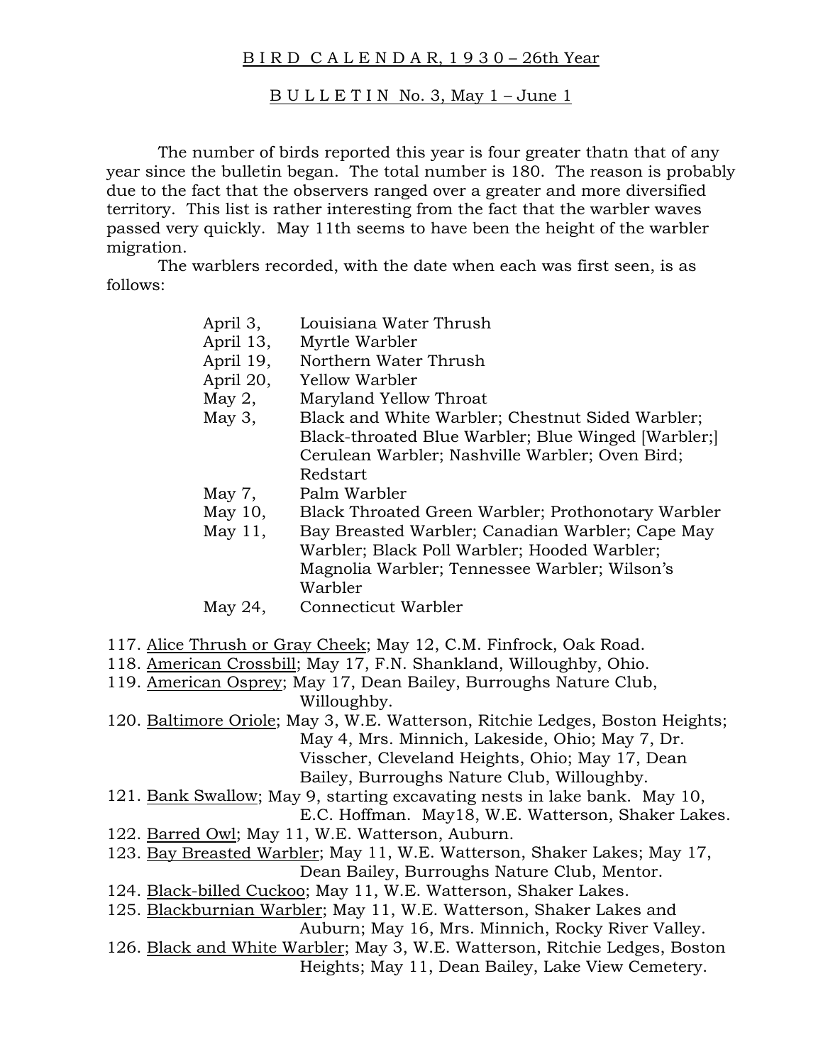# BIRD CALENDAR, 1930 – 26th Year

## BULLETIN No. 3, May 1 – June 1

The number of birds reported this year is four greater thatn that of any year since the bulletin began. The total number is 180. The reason is probably due to the fact that the observers ranged over a greater and more diversified territory. This list is rather interesting from the fact that the warbler waves passed very quickly. May 11th seems to have been the height of the warbler migration.

The warblers recorded, with the date when each was first seen, is as follows:

| | |
|---|---|
| April 3, | Louisiana Water Thrush |
| April 13, | Myrtle Warbler |
| April 19, | Northern Water Thrush |
| April 20, | Yellow Warbler |
| May 2, | Maryland Yellow Throat |
| May 3, | Black and White Warbler; Chestnut Sided Warbler; Black-throated Blue Warbler; Blue Winged [Warbler;] Cerulean Warbler; Nashville Warbler; Oven Bird; Redstart |
| May 7, | Palm Warbler |
| May 10, | Black Throated Green Warbler; Prothonotary Warbler |
| May 11, | Bay Breasted Warbler; Canadian Warbler; Cape May Warbler; Black Poll Warbler; Hooded Warbler; Magnolia Warbler; Tennessee Warbler; Wilson's Warbler |
| May 24, | Connecticut Warbler |

117. Alice Thrush or Gray Cheek; May 12, C.M. Finfrock, Oak Road.
118. American Crossbill; May 17, F.N. Shankland, Willoughby, Ohio.
119. American Osprey; May 17, Dean Bailey, Burroughs Nature Club, Willoughby.
120. Baltimore Oriole; May 3, W.E. Watterson, Ritchie Ledges, Boston Heights; May 4, Mrs. Minnich, Lakeside, Ohio; May 7, Dr. Visscher, Cleveland Heights, Ohio; May 17, Dean Bailey, Burroughs Nature Club, Willoughby.
121. Bank Swallow; May 9, starting excavating nests in lake bank. May 10, E.C. Hoffman. May18, W.E. Watterson, Shaker Lakes.
122. Barred Owl; May 11, W.E. Watterson, Auburn.
123. Bay Breasted Warbler; May 11, W.E. Watterson, Shaker Lakes; May 17, Dean Bailey, Burroughs Nature Club, Mentor.
124. Black-billed Cuckoo; May 11, W.E. Watterson, Shaker Lakes.
125. Blackburnian Warbler; May 11, W.E. Watterson, Shaker Lakes and Auburn; May 16, Mrs. Minnich, Rocky River Valley.
126. Black and White Warbler; May 3, W.E. Watterson, Ritchie Ledges, Boston Heights; May 11, Dean Bailey, Lake View Cemetery.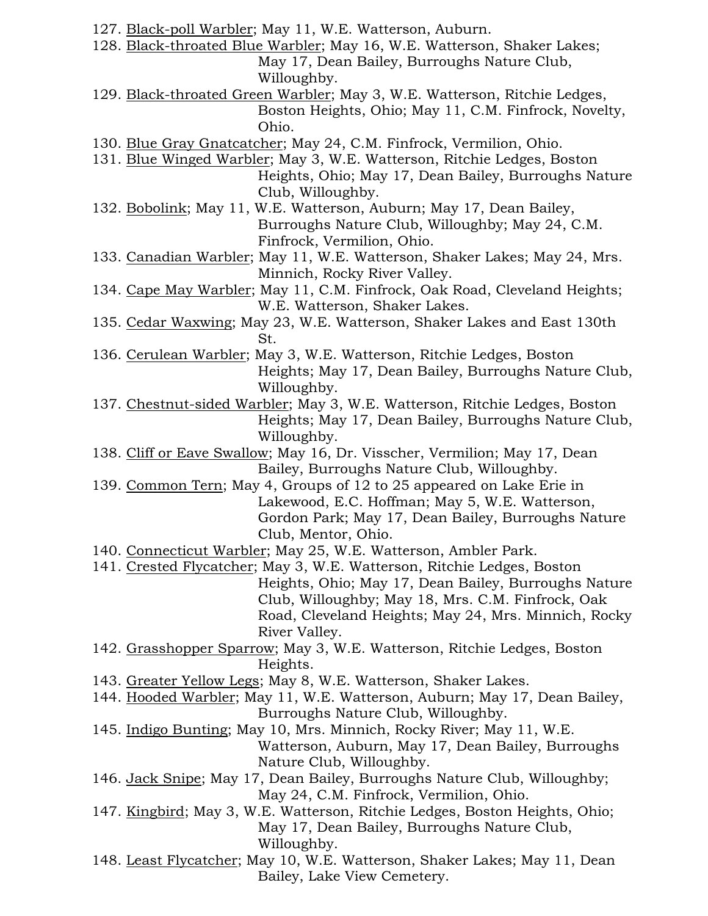127. <u>Black-poll Warbler</u>; May 11, W.E. Watterson, Auburn.
128. <u>Black-throated Blue Warbler</u>; May 16, W.E. Watterson, Shaker Lakes; May 17, Dean Bailey, Burroughs Nature Club, Willoughby.
129. <u>Black-throated Green Warbler</u>; May 3, W.E. Watterson, Ritchie Ledges, Boston Heights, Ohio; May 11, C.M. Finfrock, Novelty, Ohio.
130. <u>Blue Gray Gnatcatcher</u>; May 24, C.M. Finfrock, Vermilion, Ohio.
131. <u>Blue Winged Warbler</u>; May 3, W.E. Watterson, Ritchie Ledges, Boston Heights, Ohio; May 17, Dean Bailey, Burroughs Nature Club, Willoughby.
132. <u>Bobolink</u>; May 11, W.E. Watterson, Auburn; May 17, Dean Bailey, Burroughs Nature Club, Willoughby; May 24, C.M. Finfrock, Vermilion, Ohio.
133. <u>Canadian Warbler</u>; May 11, W.E. Watterson, Shaker Lakes; May 24, Mrs. Minnich, Rocky River Valley.
134. <u>Cape May Warbler</u>; May 11, C.M. Finfrock, Oak Road, Cleveland Heights; W.E. Watterson, Shaker Lakes.
135. <u>Cedar Waxwing</u>; May 23, W.E. Watterson, Shaker Lakes and East 130th St.
136. <u>Cerulean Warbler</u>; May 3, W.E. Watterson, Ritchie Ledges, Boston Heights; May 17, Dean Bailey, Burroughs Nature Club, Willoughby.
137. <u>Chestnut-sided Warbler</u>; May 3, W.E. Watterson, Ritchie Ledges, Boston Heights; May 17, Dean Bailey, Burroughs Nature Club, Willoughby.
138. <u>Cliff or Eave Swallow</u>; May 16, Dr. Visscher, Vermilion; May 17, Dean Bailey, Burroughs Nature Club, Willoughby.
139. <u>Common Tern</u>; May 4, Groups of 12 to 25 appeared on Lake Erie in Lakewood, E.C. Hoffman; May 5, W.E. Watterson, Gordon Park; May 17, Dean Bailey, Burroughs Nature Club, Mentor, Ohio.
140. <u>Connecticut Warbler</u>; May 25, W.E. Watterson, Ambler Park.
141. <u>Crested Flycatcher</u>; May 3, W.E. Watterson, Ritchie Ledges, Boston Heights, Ohio; May 17, Dean Bailey, Burroughs Nature Club, Willoughby; May 18, Mrs. C.M. Finfrock, Oak Road, Cleveland Heights; May 24, Mrs. Minnich, Rocky River Valley.
142. <u>Grasshopper Sparrow</u>; May 3, W.E. Watterson, Ritchie Ledges, Boston Heights.
143. <u>Greater Yellow Legs</u>; May 8, W.E. Watterson, Shaker Lakes.
144. <u>Hooded Warbler</u>; May 11, W.E. Watterson, Auburn; May 17, Dean Bailey, Burroughs Nature Club, Willoughby.
145. <u>Indigo Bunting</u>; May 10, Mrs. Minnich, Rocky River; May 11, W.E. Watterson, Auburn, May 17, Dean Bailey, Burroughs Nature Club, Willoughby.
146. <u>Jack Snipe</u>; May 17, Dean Bailey, Burroughs Nature Club, Willoughby; May 24, C.M. Finfrock, Vermilion, Ohio.
147. <u>Kingbird</u>; May 3, W.E. Watterson, Ritchie Ledges, Boston Heights, Ohio; May 17, Dean Bailey, Burroughs Nature Club, Willoughby.
148. <u>Least Flycatcher</u>; May 10, W.E. Watterson, Shaker Lakes; May 11, Dean Bailey, Lake View Cemetery.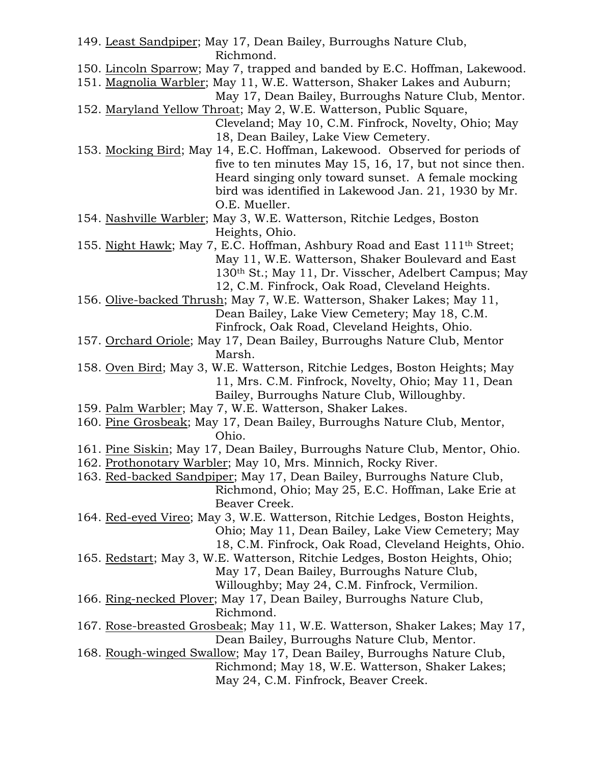149. Least Sandpiper; May 17, Dean Bailey, Burroughs Nature Club, Richmond.
150. Lincoln Sparrow; May 7, trapped and banded by E.C. Hoffman, Lakewood.
151. Magnolia Warbler; May 11, W.E. Watterson, Shaker Lakes and Auburn; May 17, Dean Bailey, Burroughs Nature Club, Mentor.
152. Maryland Yellow Throat; May 2, W.E. Watterson, Public Square, Cleveland; May 10, C.M. Finfrock, Novelty, Ohio; May 18, Dean Bailey, Lake View Cemetery.
153. Mocking Bird; May 14, E.C. Hoffman, Lakewood. Observed for periods of five to ten minutes May 15, 16, 17, but not since then. Heard singing only toward sunset. A female mocking bird was identified in Lakewood Jan. 21, 1930 by Mr. O.E. Mueller.
154. Nashville Warbler; May 3, W.E. Watterson, Ritchie Ledges, Boston Heights, Ohio.
155. Night Hawk; May 7, E.C. Hoffman, Ashbury Road and East 111th Street; May 11, W.E. Watterson, Shaker Boulevard and East 130th St.; May 11, Dr. Visscher, Adelbert Campus; May 12, C.M. Finfrock, Oak Road, Cleveland Heights.
156. Olive-backed Thrush; May 7, W.E. Watterson, Shaker Lakes; May 11, Dean Bailey, Lake View Cemetery; May 18, C.M. Finfrock, Oak Road, Cleveland Heights, Ohio.
157. Orchard Oriole; May 17, Dean Bailey, Burroughs Nature Club, Mentor Marsh.
158. Oven Bird; May 3, W.E. Watterson, Ritchie Ledges, Boston Heights; May 11, Mrs. C.M. Finfrock, Novelty, Ohio; May 11, Dean Bailey, Burroughs Nature Club, Willoughby.
159. Palm Warbler; May 7, W.E. Watterson, Shaker Lakes.
160. Pine Grosbeak; May 17, Dean Bailey, Burroughs Nature Club, Mentor, Ohio.
161. Pine Siskin; May 17, Dean Bailey, Burroughs Nature Club, Mentor, Ohio.
162. Prothonotary Warbler; May 10, Mrs. Minnich, Rocky River.
163. Red-backed Sandpiper; May 17, Dean Bailey, Burroughs Nature Club, Richmond, Ohio; May 25, E.C. Hoffman, Lake Erie at Beaver Creek.
164. Red-eyed Vireo; May 3, W.E. Watterson, Ritchie Ledges, Boston Heights, Ohio; May 11, Dean Bailey, Lake View Cemetery; May 18, C.M. Finfrock, Oak Road, Cleveland Heights, Ohio.
165. Redstart; May 3, W.E. Watterson, Ritchie Ledges, Boston Heights, Ohio; May 17, Dean Bailey, Burroughs Nature Club, Willoughby; May 24, C.M. Finfrock, Vermilion.
166. Ring-necked Plover; May 17, Dean Bailey, Burroughs Nature Club, Richmond.
167. Rose-breasted Grosbeak; May 11, W.E. Watterson, Shaker Lakes; May 17, Dean Bailey, Burroughs Nature Club, Mentor.
168. Rough-winged Swallow; May 17, Dean Bailey, Burroughs Nature Club, Richmond; May 18, W.E. Watterson, Shaker Lakes; May 24, C.M. Finfrock, Beaver Creek.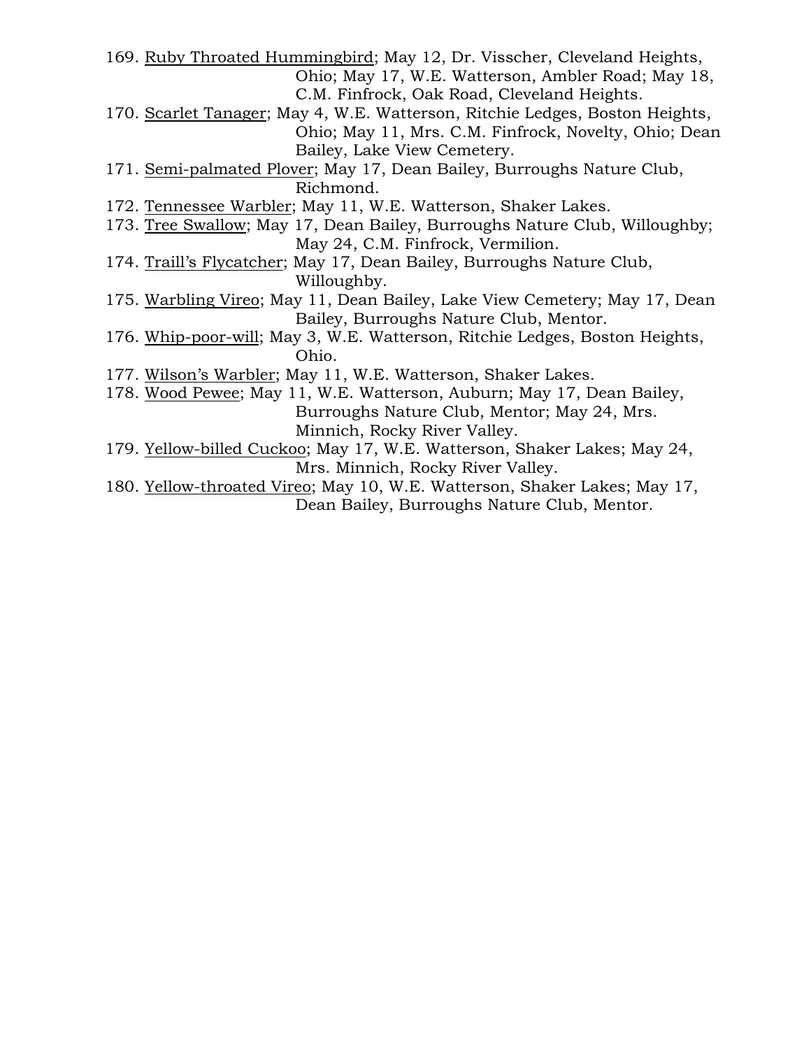169. Ruby Throated Hummingbird; May 12, Dr. Visscher, Cleveland Heights, Ohio; May 17, W.E. Watterson, Ambler Road; May 18, C.M. Finfrock, Oak Road, Cleveland Heights.
170. Scarlet Tanager; May 4, W.E. Watterson, Ritchie Ledges, Boston Heights, Ohio; May 11, Mrs. C.M. Finfrock, Novelty, Ohio; Dean Bailey, Lake View Cemetery.
171. Semi-palmated Plover; May 17, Dean Bailey, Burroughs Nature Club, Richmond.
172. Tennessee Warbler; May 11, W.E. Watterson, Shaker Lakes.
173. Tree Swallow; May 17, Dean Bailey, Burroughs Nature Club, Willoughby; May 24, C.M. Finfrock, Vermilion.
174. Traill's Flycatcher; May 17, Dean Bailey, Burroughs Nature Club, Willoughby.
175. Warbling Vireo; May 11, Dean Bailey, Lake View Cemetery; May 17, Dean Bailey, Burroughs Nature Club, Mentor.
176. Whip-poor-will; May 3, W.E. Watterson, Ritchie Ledges, Boston Heights, Ohio.
177. Wilson's Warbler; May 11, W.E. Watterson, Shaker Lakes.
178. Wood Pewee; May 11, W.E. Watterson, Auburn; May 17, Dean Bailey, Burroughs Nature Club, Mentor; May 24, Mrs. Minnich, Rocky River Valley.
179. Yellow-billed Cuckoo; May 17, W.E. Watterson, Shaker Lakes; May 24, Mrs. Minnich, Rocky River Valley.
180. Yellow-throated Vireo; May 10, W.E. Watterson, Shaker Lakes; May 17, Dean Bailey, Burroughs Nature Club, Mentor.